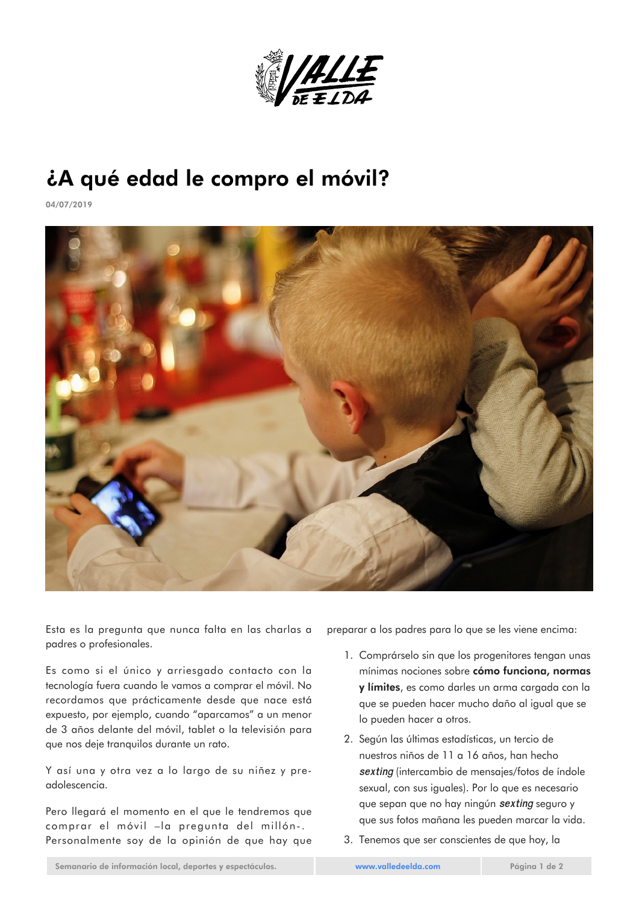# ¿A qué edad le compro el móvil?

04/07/2019

Esta es la pregunta que nunca falta en las charlas a padres o profesionales.

Es como si el único y arriesgado contacto con la tecnología fuera cuando le vamos a comprar el móvil. No recordamos que prácticamente desde que nace está expuesto, por ejemplo, cuando "aparcamos" a un menor de 3 años delante del móvil, tablet o la televisión para que nos deje tranquilos durante un rato.

Y así una y otra vez a lo largo de su niñez y pre-adolescencia.

Pero llegará el momento en el que le tendremos que comprar el móvil –la pregunta del millón-. Personalmente soy de la opinión de que hay que preparar a los padres para lo que se les viene encima:

1. Comprárselo sin que los progenitores tengan unas mínimas nociones sobre **cómo funciona, normas y límites**, es como darles un arma cargada con la que se pueden hacer mucho daño al igual que se lo pueden hacer a otros.
2. Según las últimas estadísticas, un tercio de nuestros niños de 11 a 16 años, han hecho ***sexting*** (intercambio de mensajes/fotos de índole sexual, con sus iguales). Por lo que es necesario que sepan que no hay ningún ***sexting*** seguro y que sus fotos mañana les pueden marcar la vida.
3. Tenemos que ser conscientes de que hoy, la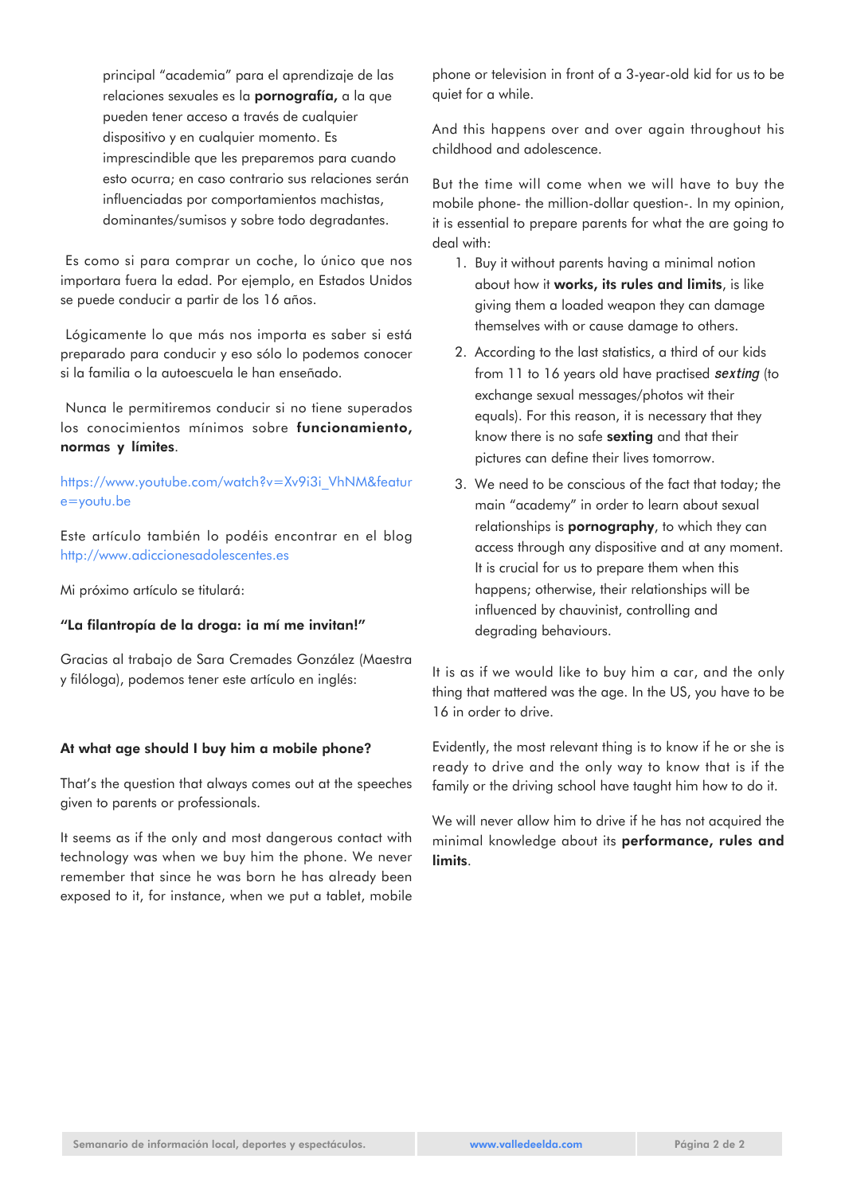principal "academia" para el aprendizaje de las relaciones sexuales es la **pornografía,** a la que pueden tener acceso a través de cualquier dispositivo y en cualquier momento. Es imprescindible que les preparemos para cuando esto ocurra; en caso contrario sus relaciones serán influenciadas por comportamientos machistas, dominantes/sumisos y sobre todo degradantes.

Es como si para comprar un coche, lo único que nos importara fuera la edad. Por ejemplo, en Estados Unidos se puede conducir a partir de los 16 años.

Lógicamente lo que más nos importa es saber si está preparado para conducir y eso sólo lo podemos conocer si la familia o la autoescuela le han enseñado.

Nunca le permitiremos conducir si no tiene superados los conocimientos mínimos sobre **funcionamiento, normas y límites**.

https://www.youtube.com/watch?v=Xv9i3i_VhNM&feature=youtu.be

Este artículo también lo podéis encontrar en el blog http://www.adiccionesadolescentes.es

Mi próximo artículo se titulará:

**"La filantropía de la droga: ¡a mí me invitan!"**

Gracias al trabajo de Sara Cremades González (Maestra y filóloga), podemos tener este artículo en inglés:

**At what age should I buy him a mobile phone?**

That's the question that always comes out at the speeches given to parents or professionals.

It seems as if the only and most dangerous contact with technology was when we buy him the phone. We never remember that since he was born he has already been exposed to it, for instance, when we put a tablet, mobile phone or television in front of a 3-year-old kid for us to be quiet for a while.

And this happens over and over again throughout his childhood and adolescence.

But the time will come when we will have to buy the mobile phone- the million-dollar question-. In my opinion, it is essential to prepare parents for what the are going to deal with:

1. Buy it without parents having a minimal notion about how it **works, its rules and limits**, is like giving them a loaded weapon they can damage themselves with or cause damage to others.
2. According to the last statistics, a third of our kids from 11 to 16 years old have practised ***sexting*** (to exchange sexual messages/photos wit their equals). For this reason, it is necessary that they know there is no safe **sexting** and that their pictures can define their lives tomorrow.
3. We need to be conscious of the fact that today; the main "academy" in order to learn about sexual relationships is **pornography**, to which they can access through any dispositive and at any moment. It is crucial for us to prepare them when this happens; otherwise, their relationships will be influenced by chauvinist, controlling and degrading behaviours.

It is as if we would like to buy him a car, and the only thing that mattered was the age. In the US, you have to be 16 in order to drive.

Evidently, the most relevant thing is to know if he or she is ready to drive and the only way to know that is if the family or the driving school have taught him how to do it.

We will never allow him to drive if he has not acquired the minimal knowledge about its **performance, rules and limits**.